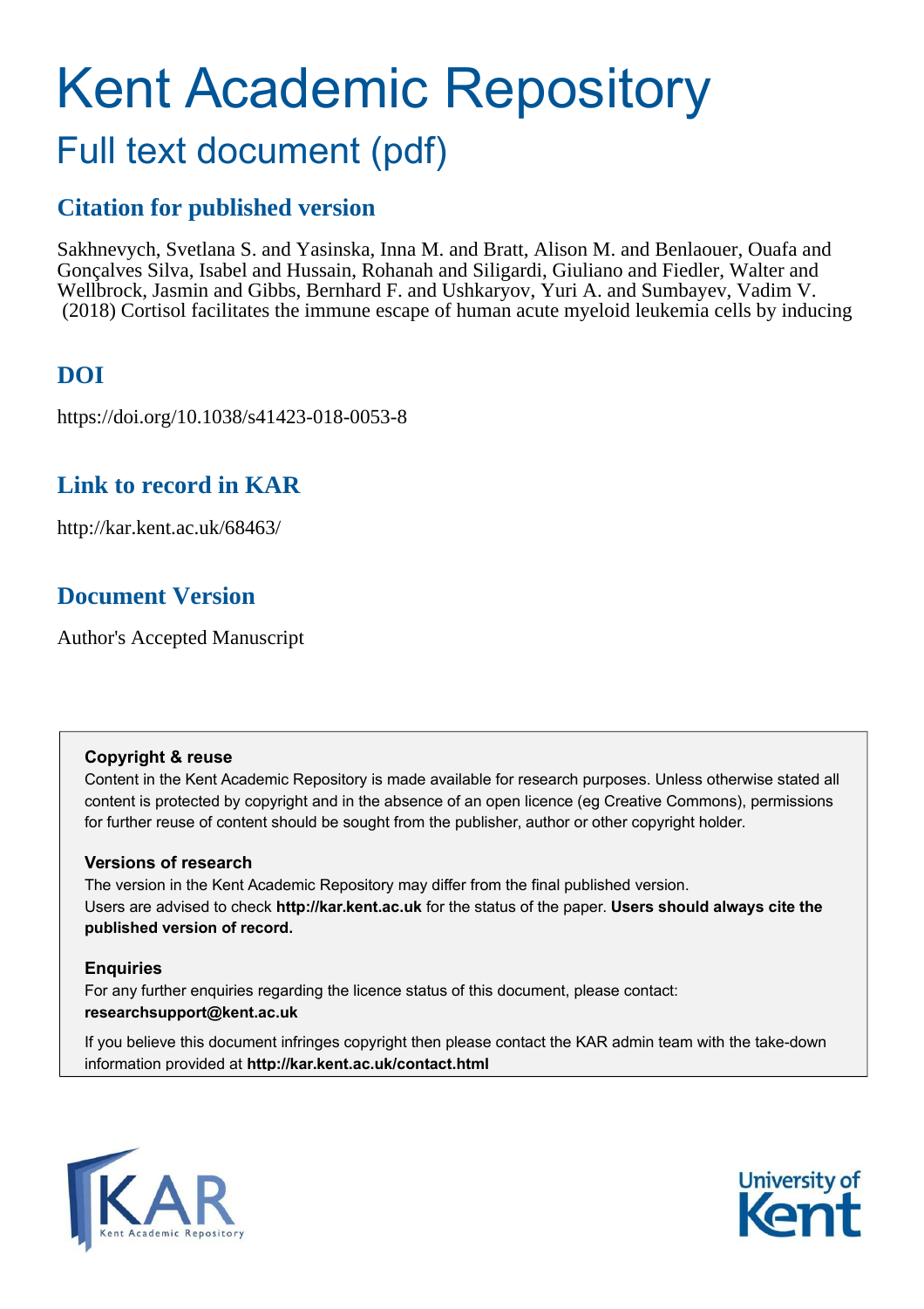# Kent Academic Repository

## Full text document (pdf)

## Citation for published version

Sakhnevych, Svetlana S. and Yasinska, Inna M. and Bratt, Alison M. and Benlaouer, Ouafa and Gonçalves Silva, Isabel and Hussain, Rohanah and Siligardi, Giuliano and Fiedler, Walter and Wellbrock, Jasmin and Gibbs, Bernhard F. and Ushkaryov, Yuri A. and Sumbayev, Vadim V. (2018) Cortisol facilitates the immune escape of human acute myeloid leukemia cells by inducing

## DOI

https://doi.org/10.1038/s41423-018-0053-8

## Link to record in KAR

http://kar.kent.ac.uk/68463/

## Document Version

Author's Accepted Manuscript

**Copyright & reuse**

Content in the Kent Academic Repository is made available for research purposes. Unless otherwise stated all content is protected by copyright and in the absence of an open licence (eg Creative Commons), permissions for further reuse of content should be sought from the publisher, author or other copyright holder.

**Versions of research**

The version in the Kent Academic Repository may differ from the final published version. Users are advised to check **http://kar.kent.ac.uk** for the status of the paper. **Users should always cite the published version of record.**

**Enquiries**

For any further enquiries regarding the licence status of this document, please contact: **researchsupport@kent.ac.uk**

If you believe this document infringes copyright then please contact the KAR admin team with the take-down information provided at **http://kar.kent.ac.uk/contact.html**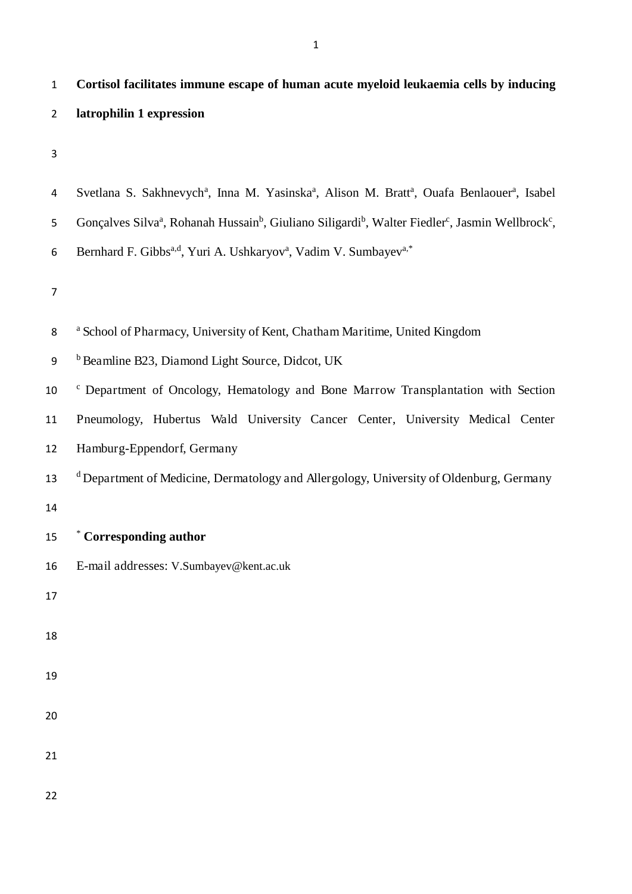# Cortisol facilitates immune escape of human acute myeloid leukaemia cells by inducing latrophilin 1 expression

Svetlana S. Sakhnevych[a], Inna M. Yasinska[a], Alison M. Bratt[a], Ouafa Benlaouer[a], Isabel Gonçalves Silva[a], Rohanah Hussain[b], Giuliano Siligardi[b], Walter Fiedler[c], Jasmin Wellbrock[c], Bernhard F. Gibbs[a,d], Yuri A. Ushkaryov[a], Vadim V. Sumbayev[a,*]

[a] School of Pharmacy, University of Kent, Chatham Maritime, United Kingdom

[b] Beamline B23, Diamond Light Source, Didcot, UK

[c] Department of Oncology, Hematology and Bone Marrow Transplantation with Section Pneumology, Hubertus Wald University Cancer Center, University Medical Center Hamburg-Eppendorf, Germany

[d] Department of Medicine, Dermatology and Allergology, University of Oldenburg, Germany

[*] **Corresponding author**

E-mail addresses: V.Sumbayev@kent.ac.uk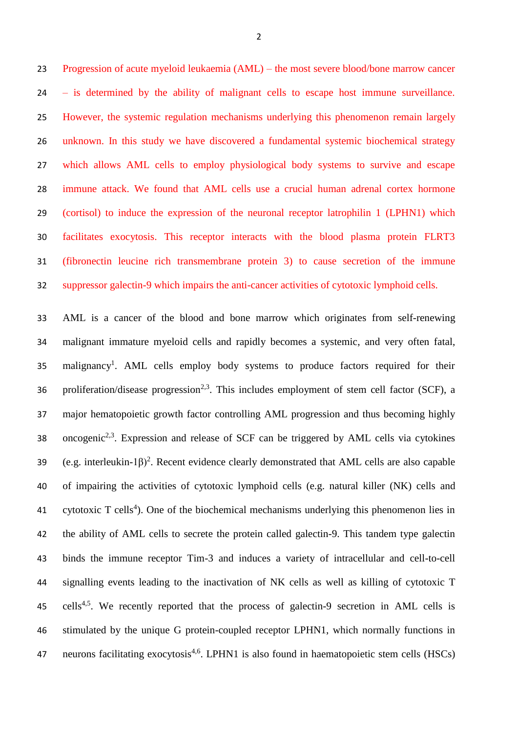Progression of acute myeloid leukaemia (AML) – the most severe blood/bone marrow cancer – is determined by the ability of malignant cells to escape host immune surveillance. However, the systemic regulation mechanisms underlying this phenomenon remain largely unknown. In this study we have discovered a fundamental systemic biochemical strategy which allows AML cells to employ physiological body systems to survive and escape immune attack. We found that AML cells use a crucial human adrenal cortex hormone (cortisol) to induce the expression of the neuronal receptor latrophilin 1 (LPHN1) which facilitates exocytosis. This receptor interacts with the blood plasma protein FLRT3 (fibronectin leucine rich transmembrane protein 3) to cause secretion of the immune suppressor galectin-9 which impairs the anti-cancer activities of cytotoxic lymphoid cells.

AML is a cancer of the blood and bone marrow which originates from self-renewing malignant immature myeloid cells and rapidly becomes a systemic, and very often fatal, malignancy[1]. AML cells employ body systems to produce factors required for their proliferation/disease progression[2,3]. This includes employment of stem cell factor (SCF), a major hematopoietic growth factor controlling AML progression and thus becoming highly oncogenic[2,3]. Expression and release of SCF can be triggered by AML cells via cytokines (e.g. interleukin-1β)[2]. Recent evidence clearly demonstrated that AML cells are also capable of impairing the activities of cytotoxic lymphoid cells (e.g. natural killer (NK) cells and cytotoxic T cells[4]). One of the biochemical mechanisms underlying this phenomenon lies in the ability of AML cells to secrete the protein called galectin-9. This tandem type galectin binds the immune receptor Tim-3 and induces a variety of intracellular and cell-to-cell signalling events leading to the inactivation of NK cells as well as killing of cytotoxic T cells[4,5]. We recently reported that the process of galectin-9 secretion in AML cells is stimulated by the unique G protein-coupled receptor LPHN1, which normally functions in neurons facilitating exocytosis[4,6]. LPHN1 is also found in haematopoietic stem cells (HSCs)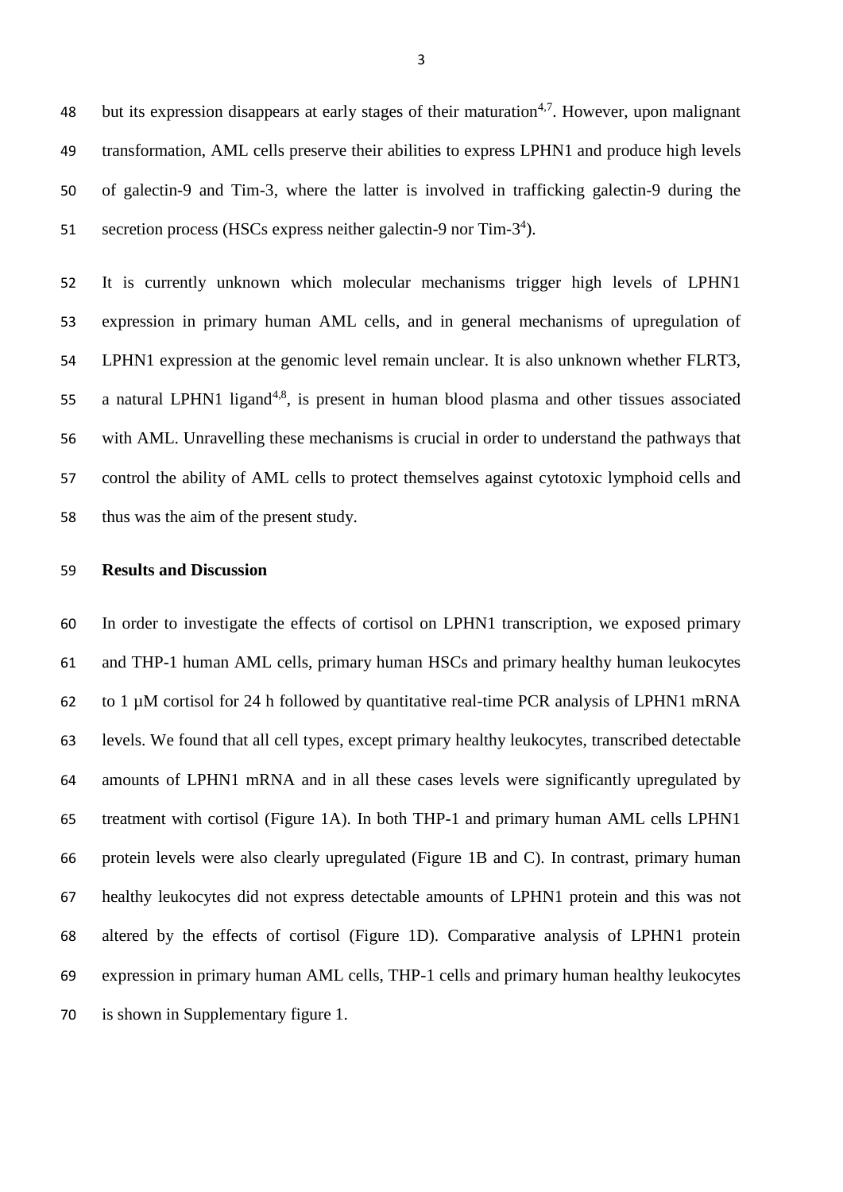but its expression disappears at early stages of their maturation[4,7]. However, upon malignant transformation, AML cells preserve their abilities to express LPHN1 and produce high levels of galectin-9 and Tim-3, where the latter is involved in trafficking galectin-9 during the secretion process (HSCs express neither galectin-9 nor Tim-3[4]).

It is currently unknown which molecular mechanisms trigger high levels of LPHN1 expression in primary human AML cells, and in general mechanisms of upregulation of LPHN1 expression at the genomic level remain unclear. It is also unknown whether FLRT3, a natural LPHN1 ligand[4,8], is present in human blood plasma and other tissues associated with AML. Unravelling these mechanisms is crucial in order to understand the pathways that control the ability of AML cells to protect themselves against cytotoxic lymphoid cells and thus was the aim of the present study.

**Results and Discussion**

In order to investigate the effects of cortisol on LPHN1 transcription, we exposed primary and THP-1 human AML cells, primary human HSCs and primary healthy human leukocytes to 1 µM cortisol for 24 h followed by quantitative real-time PCR analysis of LPHN1 mRNA levels. We found that all cell types, except primary healthy leukocytes, transcribed detectable amounts of LPHN1 mRNA and in all these cases levels were significantly upregulated by treatment with cortisol (Figure 1A). In both THP-1 and primary human AML cells LPHN1 protein levels were also clearly upregulated (Figure 1B and C). In contrast, primary human healthy leukocytes did not express detectable amounts of LPHN1 protein and this was not altered by the effects of cortisol (Figure 1D). Comparative analysis of LPHN1 protein expression in primary human AML cells, THP-1 cells and primary human healthy leukocytes is shown in Supplementary figure 1.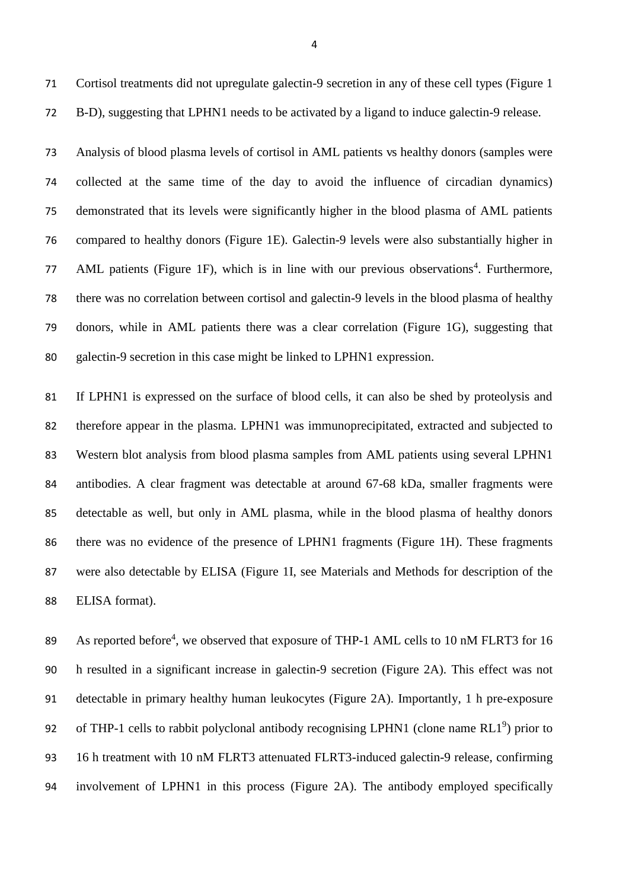Cortisol treatments did not upregulate galectin-9 secretion in any of these cell types (Figure 1 B-D), suggesting that LPHN1 needs to be activated by a ligand to induce galectin-9 release.

Analysis of blood plasma levels of cortisol in AML patients vs healthy donors (samples were collected at the same time of the day to avoid the influence of circadian dynamics) demonstrated that its levels were significantly higher in the blood plasma of AML patients compared to healthy donors (Figure 1E). Galectin-9 levels were also substantially higher in AML patients (Figure 1F), which is in line with our previous observations[4]. Furthermore, there was no correlation between cortisol and galectin-9 levels in the blood plasma of healthy donors, while in AML patients there was a clear correlation (Figure 1G), suggesting that galectin-9 secretion in this case might be linked to LPHN1 expression.

If LPHN1 is expressed on the surface of blood cells, it can also be shed by proteolysis and therefore appear in the plasma. LPHN1 was immunoprecipitated, extracted and subjected to Western blot analysis from blood plasma samples from AML patients using several LPHN1 antibodies. A clear fragment was detectable at around 67-68 kDa, smaller fragments were detectable as well, but only in AML plasma, while in the blood plasma of healthy donors there was no evidence of the presence of LPHN1 fragments (Figure 1H). These fragments were also detectable by ELISA (Figure 1I, see Materials and Methods for description of the ELISA format).

As reported before[4], we observed that exposure of THP-1 AML cells to 10 nM FLRT3 for 16 h resulted in a significant increase in galectin-9 secretion (Figure 2A). This effect was not detectable in primary healthy human leukocytes (Figure 2A). Importantly, 1 h pre-exposure of THP-1 cells to rabbit polyclonal antibody recognising LPHN1 (clone name RL1[9]) prior to 16 h treatment with 10 nM FLRT3 attenuated FLRT3-induced galectin-9 release, confirming involvement of LPHN1 in this process (Figure 2A). The antibody employed specifically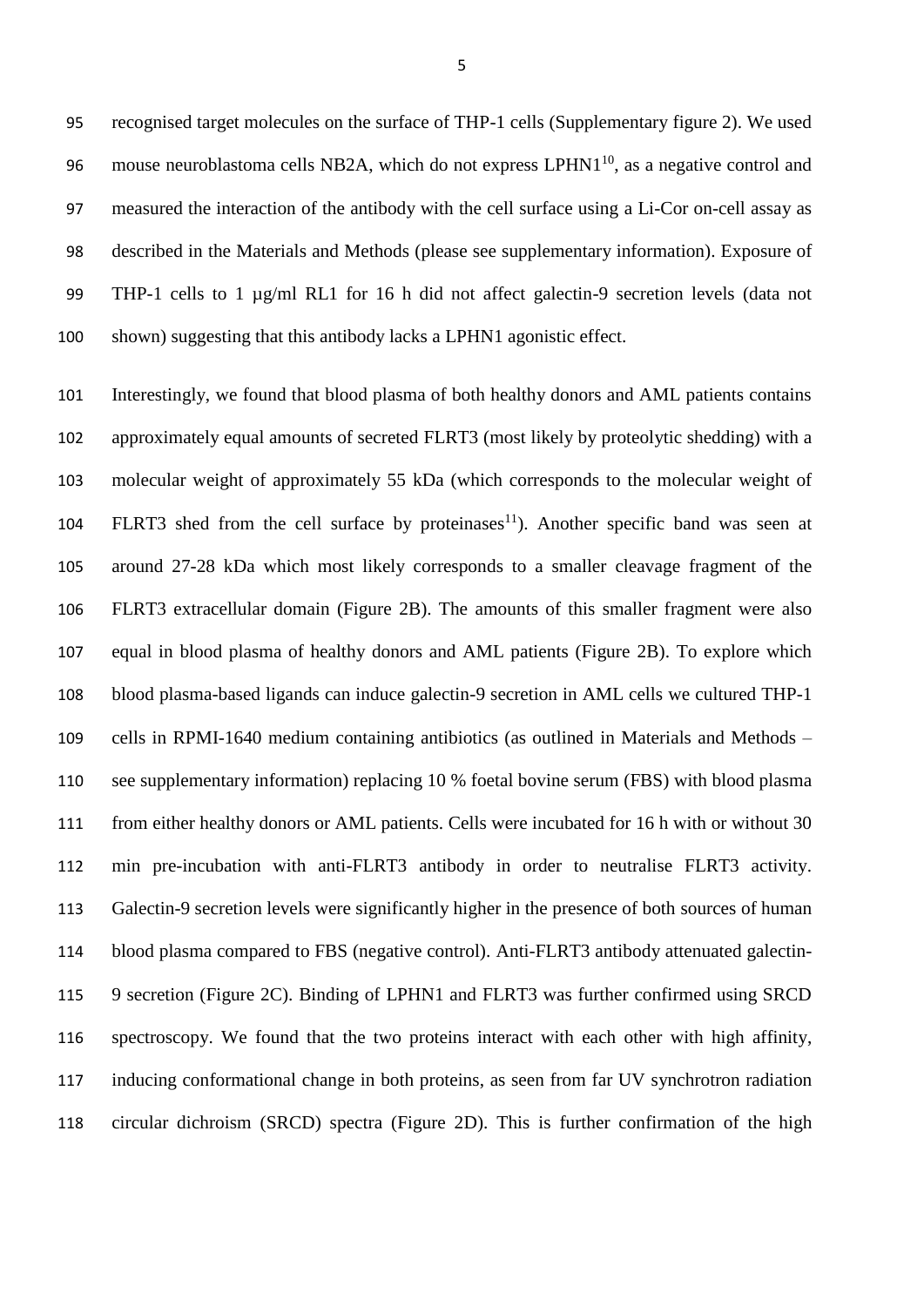recognised target molecules on the surface of THP-1 cells (Supplementary figure 2). We used mouse neuroblastoma cells NB2A, which do not express LPHN1[10], as a negative control and measured the interaction of the antibody with the cell surface using a Li-Cor on-cell assay as described in the Materials and Methods (please see supplementary information). Exposure of THP-1 cells to 1 µg/ml RL1 for 16 h did not affect galectin-9 secretion levels (data not shown) suggesting that this antibody lacks a LPHN1 agonistic effect.

Interestingly, we found that blood plasma of both healthy donors and AML patients contains approximately equal amounts of secreted FLRT3 (most likely by proteolytic shedding) with a molecular weight of approximately 55 kDa (which corresponds to the molecular weight of FLRT3 shed from the cell surface by proteinases[11]). Another specific band was seen at around 27-28 kDa which most likely corresponds to a smaller cleavage fragment of the FLRT3 extracellular domain (Figure 2B). The amounts of this smaller fragment were also equal in blood plasma of healthy donors and AML patients (Figure 2B). To explore which blood plasma-based ligands can induce galectin-9 secretion in AML cells we cultured THP-1 cells in RPMI-1640 medium containing antibiotics (as outlined in Materials and Methods – see supplementary information) replacing 10 % foetal bovine serum (FBS) with blood plasma from either healthy donors or AML patients. Cells were incubated for 16 h with or without 30 min pre-incubation with anti-FLRT3 antibody in order to neutralise FLRT3 activity. Galectin-9 secretion levels were significantly higher in the presence of both sources of human blood plasma compared to FBS (negative control). Anti-FLRT3 antibody attenuated galectin-9 secretion (Figure 2C). Binding of LPHN1 and FLRT3 was further confirmed using SRCD spectroscopy. We found that the two proteins interact with each other with high affinity, inducing conformational change in both proteins, as seen from far UV synchrotron radiation circular dichroism (SRCD) spectra (Figure 2D). This is further confirmation of the high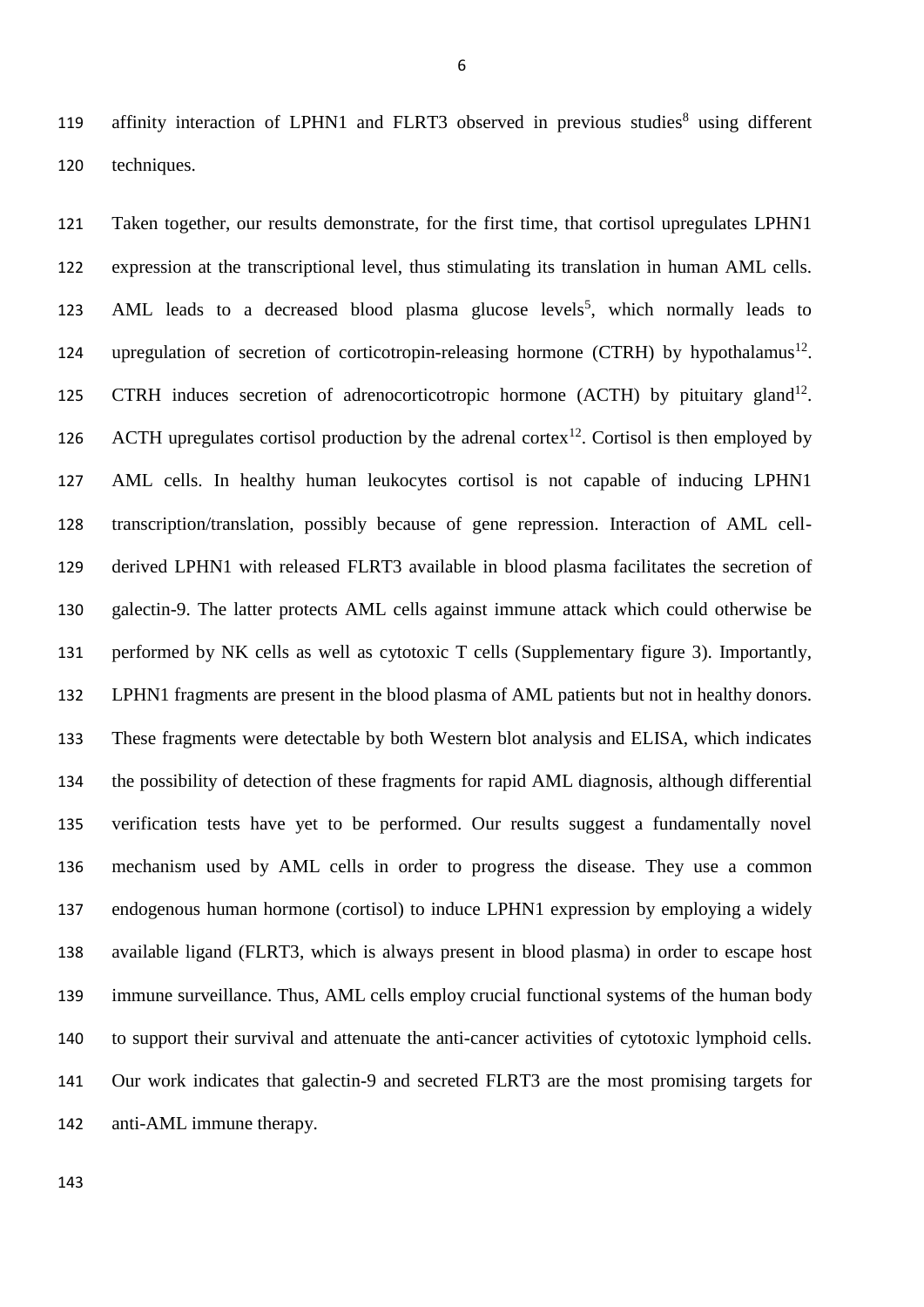affinity interaction of LPHN1 and FLRT3 observed in previous studies[8] using different techniques.

Taken together, our results demonstrate, for the first time, that cortisol upregulates LPHN1 expression at the transcriptional level, thus stimulating its translation in human AML cells. AML leads to a decreased blood plasma glucose levels[5], which normally leads to upregulation of secretion of corticotropin-releasing hormone (CTRH) by hypothalamus[12]. CTRH induces secretion of adrenocorticotropic hormone (ACTH) by pituitary gland[12]. ACTH upregulates cortisol production by the adrenal cortex[12]. Cortisol is then employed by AML cells. In healthy human leukocytes cortisol is not capable of inducing LPHN1 transcription/translation, possibly because of gene repression. Interaction of AML cell-derived LPHN1 with released FLRT3 available in blood plasma facilitates the secretion of galectin-9. The latter protects AML cells against immune attack which could otherwise be performed by NK cells as well as cytotoxic T cells (Supplementary figure 3). Importantly, LPHN1 fragments are present in the blood plasma of AML patients but not in healthy donors. These fragments were detectable by both Western blot analysis and ELISA, which indicates the possibility of detection of these fragments for rapid AML diagnosis, although differential verification tests have yet to be performed. Our results suggest a fundamentally novel mechanism used by AML cells in order to progress the disease. They use a common endogenous human hormone (cortisol) to induce LPHN1 expression by employing a widely available ligand (FLRT3, which is always present in blood plasma) in order to escape host immune surveillance. Thus, AML cells employ crucial functional systems of the human body to support their survival and attenuate the anti-cancer activities of cytotoxic lymphoid cells. Our work indicates that galectin-9 and secreted FLRT3 are the most promising targets for anti-AML immune therapy.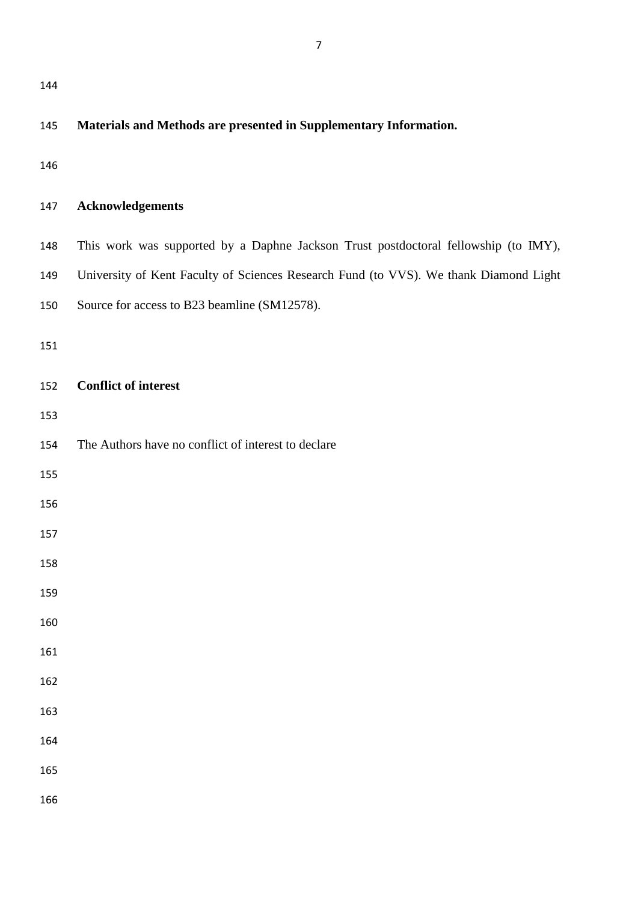**Materials and Methods are presented in Supplementary Information.**

## Acknowledgements

This work was supported by a Daphne Jackson Trust postdoctoral fellowship (to IMY), University of Kent Faculty of Sciences Research Fund (to VVS). We thank Diamond Light Source for access to B23 beamline (SM12578).

## Conflict of interest

The Authors have no conflict of interest to declare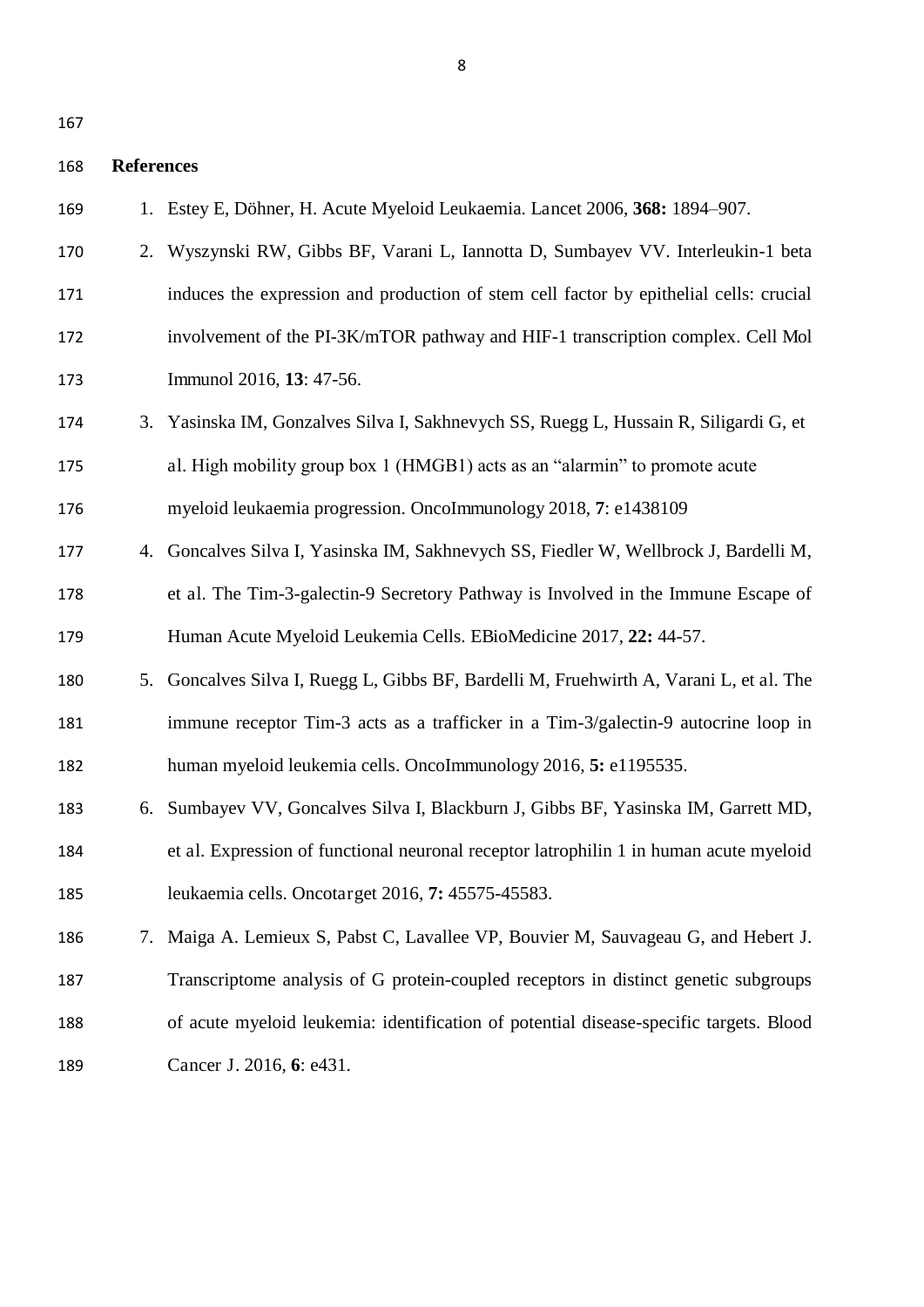## References

1. Estey E, Döhner, H. Acute Myeloid Leukaemia. Lancet 2006, **368:** 1894–907.
2. Wyszynski RW, Gibbs BF, Varani L, Iannotta D, Sumbayev VV. Interleukin-1 beta induces the expression and production of stem cell factor by epithelial cells: crucial involvement of the PI-3K/mTOR pathway and HIF-1 transcription complex. Cell Mol Immunol 2016, **13**: 47-56.
3. Yasinska IM, Gonzalves Silva I, Sakhnevych SS, Ruegg L, Hussain R, Siligardi G, et al. High mobility group box 1 (HMGB1) acts as an "alarmin" to promote acute myeloid leukaemia progression. OncoImmunology 2018, **7**: e1438109
4. Goncalves Silva I, Yasinska IM, Sakhnevych SS, Fiedler W, Wellbrock J, Bardelli M, et al. The Tim-3-galectin-9 Secretory Pathway is Involved in the Immune Escape of Human Acute Myeloid Leukemia Cells. EBioMedicine 2017, **22:** 44-57.
5. Goncalves Silva I, Ruegg L, Gibbs BF, Bardelli M, Fruehwirth A, Varani L, et al. The immune receptor Tim-3 acts as a trafficker in a Tim-3/galectin-9 autocrine loop in human myeloid leukemia cells. OncoImmunology 2016, **5:** e1195535.
6. Sumbayev VV, Goncalves Silva I, Blackburn J, Gibbs BF, Yasinska IM, Garrett MD, et al. Expression of functional neuronal receptor latrophilin 1 in human acute myeloid leukaemia cells. Oncotarget 2016, **7:** 45575-45583.
7. Maiga A. Lemieux S, Pabst C, Lavallee VP, Bouvier M, Sauvageau G, and Hebert J. Transcriptome analysis of G protein-coupled receptors in distinct genetic subgroups of acute myeloid leukemia: identification of potential disease-specific targets. Blood Cancer J. 2016, **6**: e431.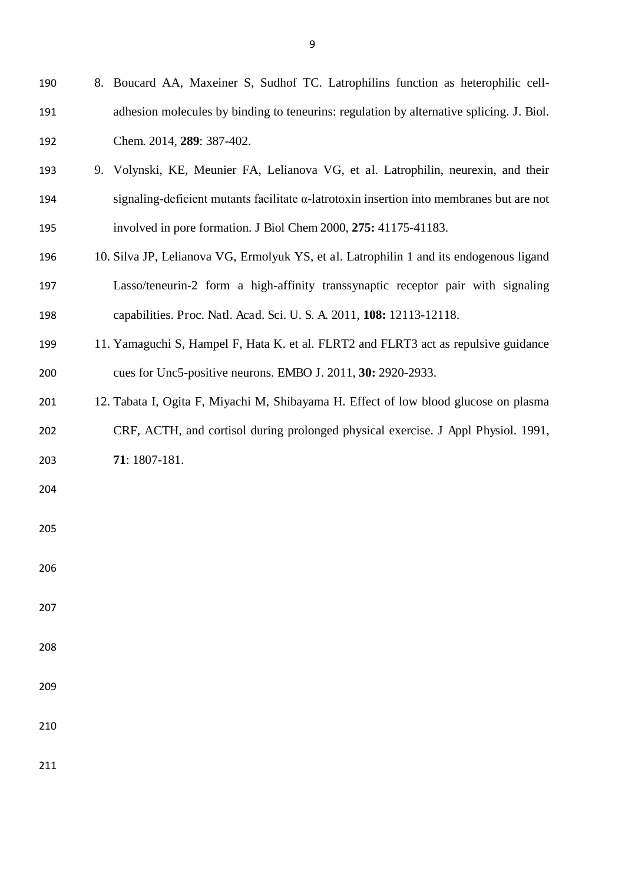8. Boucard AA, Maxeiner S, Sudhof TC. Latrophilins function as heterophilic cell-adhesion molecules by binding to teneurins: regulation by alternative splicing. J. Biol. Chem. 2014, **289**: 387-402.
9. Volynski, KE, Meunier FA, Lelianova VG, et al. Latrophilin, neurexin, and their signaling-deficient mutants facilitate α-latrotoxin insertion into membranes but are not involved in pore formation. J Biol Chem 2000, **275:** 41175-41183.
10. Silva JP, Lelianova VG, Ermolyuk YS, et al. Latrophilin 1 and its endogenous ligand Lasso/teneurin-2 form a high-affinity transsynaptic receptor pair with signaling capabilities. Proc. Natl. Acad. Sci. U. S. A. 2011, **108:** 12113-12118.
11. Yamaguchi S, Hampel F, Hata K. et al. FLRT2 and FLRT3 act as repulsive guidance cues for Unc5-positive neurons. EMBO J. 2011, **30:** 2920-2933.
12. Tabata I, Ogita F, Miyachi M, Shibayama H. Effect of low blood glucose on plasma CRF, ACTH, and cortisol during prolonged physical exercise. J Appl Physiol. 1991, **71**: 1807-181.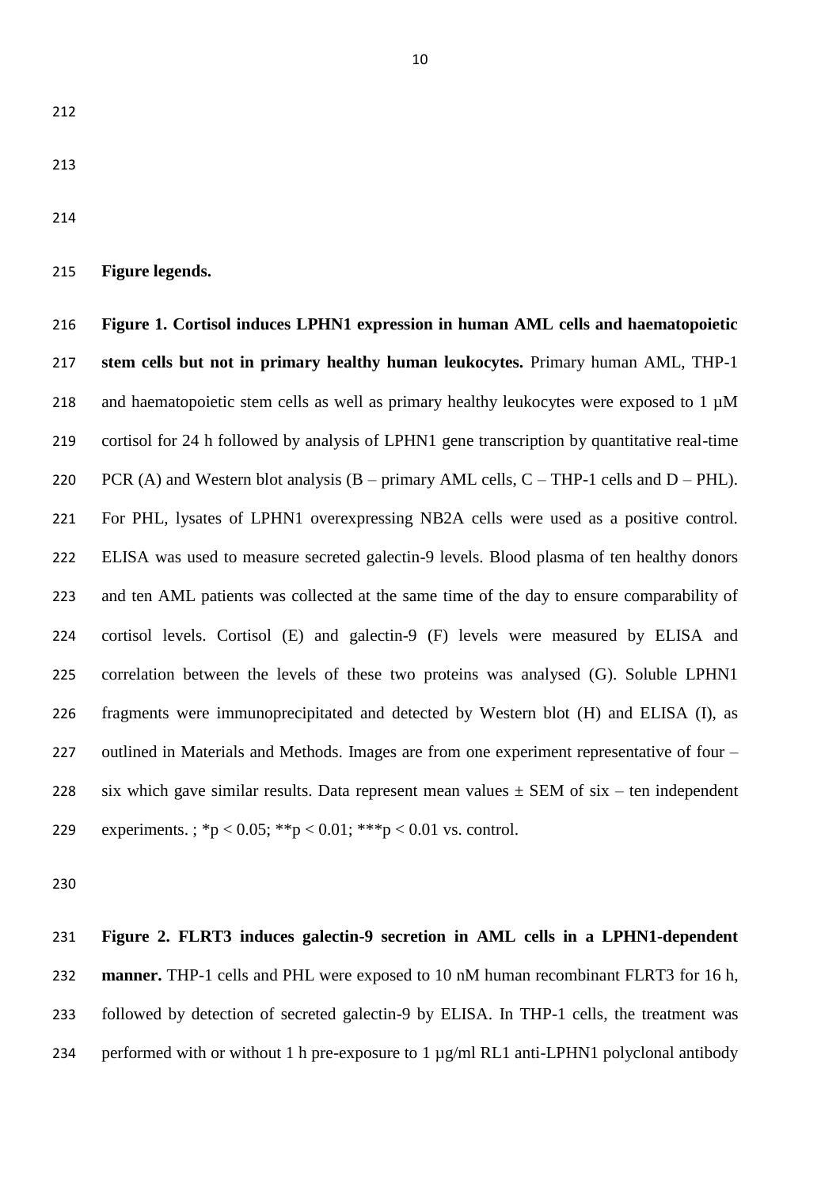## Figure legends.

**Figure 1. Cortisol induces LPHN1 expression in human AML cells and haematopoietic stem cells but not in primary healthy human leukocytes.** Primary human AML, THP-1 and haematopoietic stem cells as well as primary healthy leukocytes were exposed to 1 µM cortisol for 24 h followed by analysis of LPHN1 gene transcription by quantitative real-time PCR (A) and Western blot analysis (B – primary AML cells, C – THP-1 cells and D – PHL). For PHL, lysates of LPHN1 overexpressing NB2A cells were used as a positive control. ELISA was used to measure secreted galectin-9 levels. Blood plasma of ten healthy donors and ten AML patients was collected at the same time of the day to ensure comparability of cortisol levels. Cortisol (E) and galectin-9 (F) levels were measured by ELISA and correlation between the levels of these two proteins was analysed (G). Soluble LPHN1 fragments were immunoprecipitated and detected by Western blot (H) and ELISA (I), as outlined in Materials and Methods. Images are from one experiment representative of four – six which gave similar results. Data represent mean values ± SEM of six – ten independent experiments. ; \*$p < 0.05$; \*\*$p < 0.01$; \*\*\*$p < 0.01$ vs. control.

**Figure 2. FLRT3 induces galectin-9 secretion in AML cells in a LPHN1-dependent manner.** THP-1 cells and PHL were exposed to 10 nM human recombinant FLRT3 for 16 h, followed by detection of secreted galectin-9 by ELISA. In THP-1 cells, the treatment was performed with or without 1 h pre-exposure to 1 µg/ml RL1 anti-LPHN1 polyclonal antibody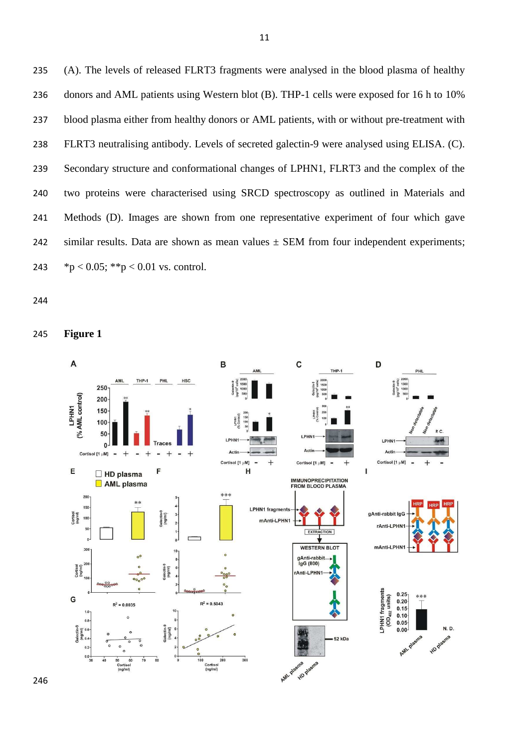(A). The levels of released FLRT3 fragments were analysed in the blood plasma of healthy donors and AML patients using Western blot (B). THP-1 cells were exposed for 16 h to 10% blood plasma either from healthy donors or AML patients, with or without pre-treatment with FLRT3 neutralising antibody. Levels of secreted galectin-9 were analysed using ELISA. (C). Secondary structure and conformational changes of LPHN1, FLRT3 and the complex of the two proteins were characterised using SRCD spectroscopy as outlined in Materials and Methods (D). Images are shown from one representative experiment of four which gave similar results. Data are shown as mean values ± SEM from four independent experiments; *p < 0.05; **p < 0.01 vs. control.

**Figure 1**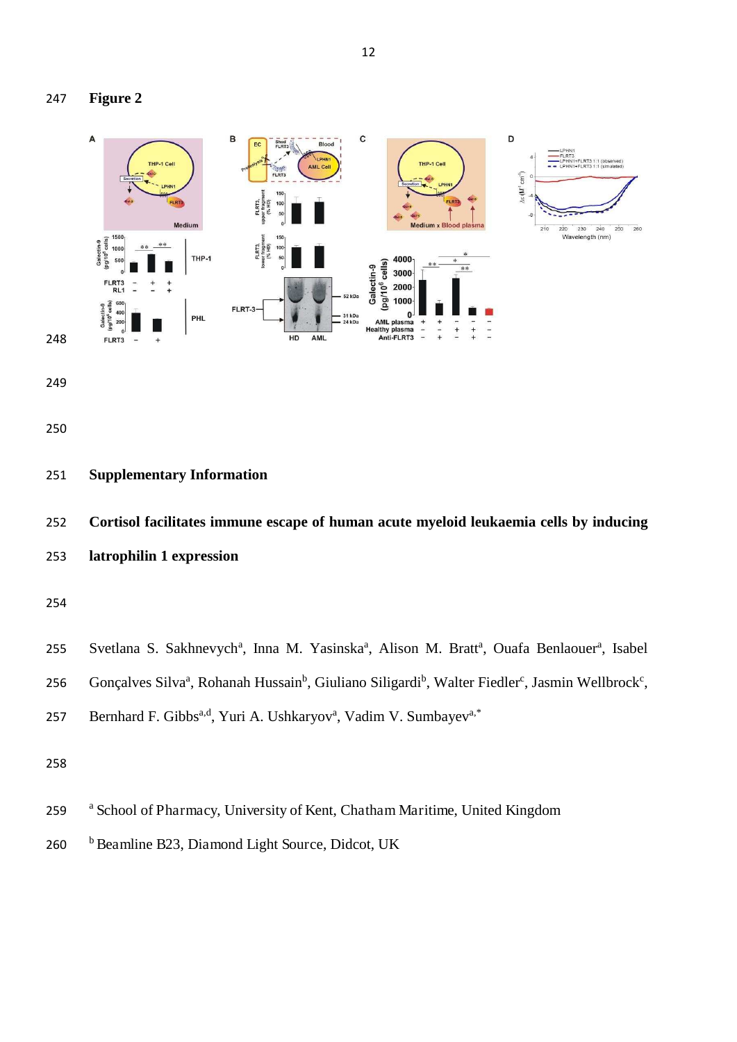**Figure 2**

# Supplementary Information

## Cortisol facilitates immune escape of human acute myeloid leukaemia cells by inducing latrophilin 1 expression

Svetlana S. Sakhnevych[a], Inna M. Yasinska[a], Alison M. Bratt[a], Ouafa Benlaouer[a], Isabel Gonçalves Silva[a], Rohanah Hussain[b], Giuliano Siligardi[b], Walter Fiedler[c], Jasmin Wellbrock[c], Bernhard F. Gibbs[a,d], Yuri A. Ushkaryov[a], Vadim V. Sumbayev[a,*]

[a] School of Pharmacy, University of Kent, Chatham Maritime, United Kingdom

[b] Beamline B23, Diamond Light Source, Didcot, UK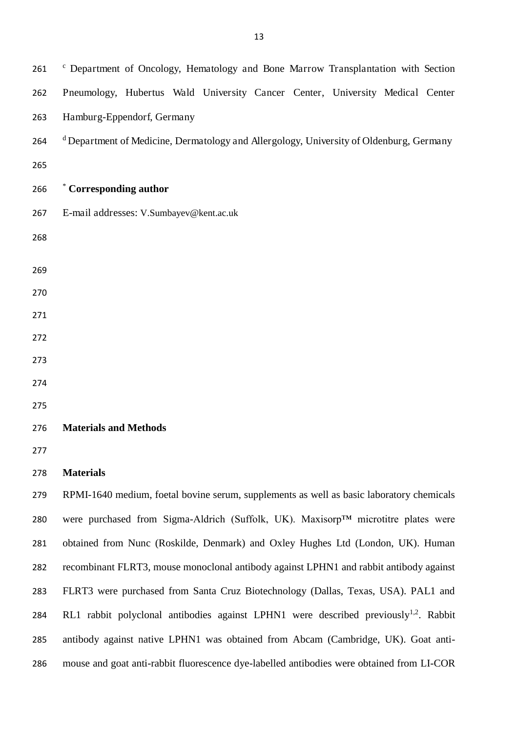[c] Department of Oncology, Hematology and Bone Marrow Transplantation with Section Pneumology, Hubertus Wald University Cancer Center, University Medical Center Hamburg-Eppendorf, Germany

[d] Department of Medicine, Dermatology and Allergology, University of Oldenburg, Germany

**[*] Corresponding author**

E-mail addresses: V.Sumbayev@kent.ac.uk

## Materials and Methods

### Materials

RPMI-1640 medium, foetal bovine serum, supplements as well as basic laboratory chemicals were purchased from Sigma-Aldrich (Suffolk, UK). Maxisorp™ microtitre plates were obtained from Nunc (Roskilde, Denmark) and Oxley Hughes Ltd (London, UK). Human recombinant FLRT3, mouse monoclonal antibody against LPHN1 and rabbit antibody against FLRT3 were purchased from Santa Cruz Biotechnology (Dallas, Texas, USA). PAL1 and RL1 rabbit polyclonal antibodies against LPHN1 were described previously[1,2]. Rabbit antibody against native LPHN1 was obtained from Abcam (Cambridge, UK). Goat anti-mouse and goat anti-rabbit fluorescence dye-labelled antibodies were obtained from LI-COR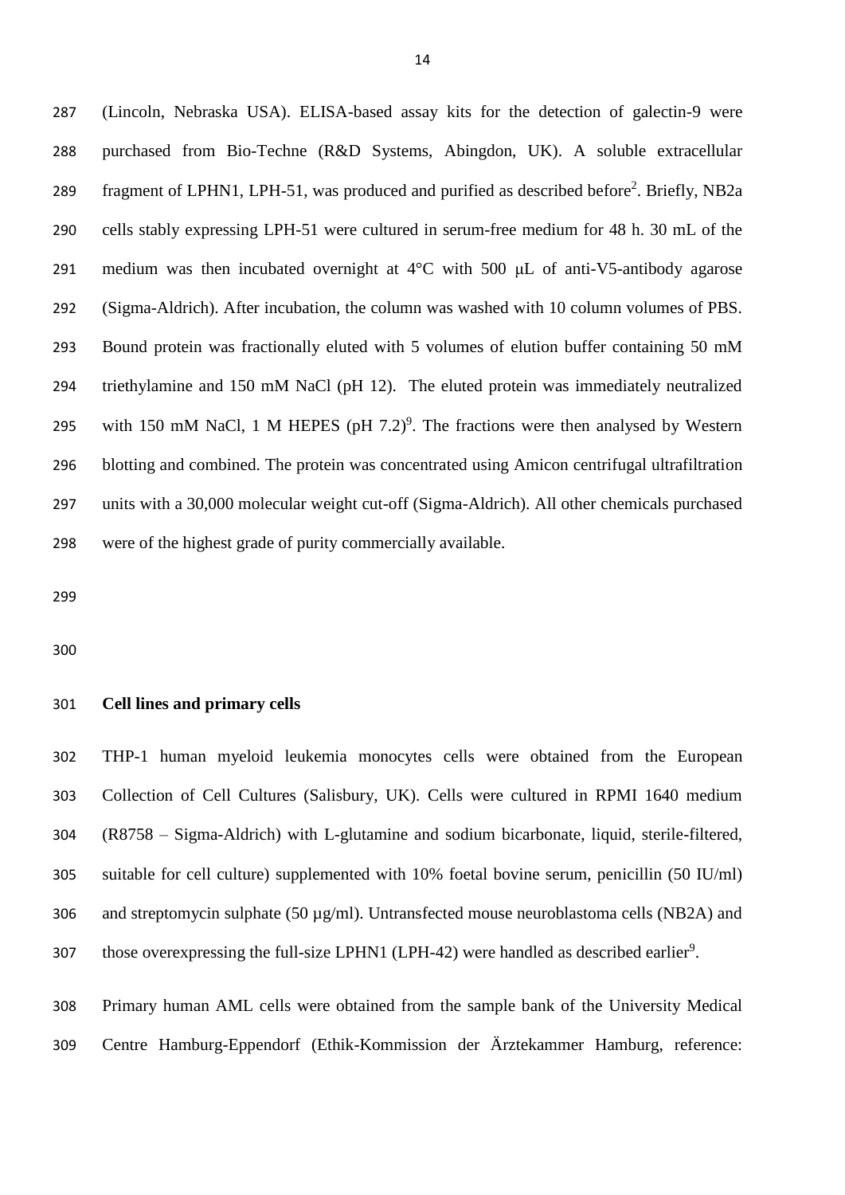(Lincoln, Nebraska USA). ELISA-based assay kits for the detection of galectin-9 were purchased from Bio-Techne (R&D Systems, Abingdon, UK). A soluble extracellular fragment of LPHN1, LPH-51, was produced and purified as described before[2]. Briefly, NB2a cells stably expressing LPH-51 were cultured in serum-free medium for 48 h. 30 mL of the medium was then incubated overnight at 4°C with 500 μL of anti-V5-antibody agarose (Sigma-Aldrich). After incubation, the column was washed with 10 column volumes of PBS. Bound protein was fractionally eluted with 5 volumes of elution buffer containing 50 mM triethylamine and 150 mM NaCl (pH 12). The eluted protein was immediately neutralized with 150 mM NaCl, 1 M HEPES (pH 7.2)[9]. The fractions were then analysed by Western blotting and combined. The protein was concentrated using Amicon centrifugal ultrafiltration units with a 30,000 molecular weight cut-off (Sigma-Aldrich). All other chemicals purchased were of the highest grade of purity commercially available.

**Cell lines and primary cells**

THP-1 human myeloid leukemia monocytes cells were obtained from the European Collection of Cell Cultures (Salisbury, UK). Cells were cultured in RPMI 1640 medium (R8758 – Sigma-Aldrich) with L-glutamine and sodium bicarbonate, liquid, sterile-filtered, suitable for cell culture) supplemented with 10% foetal bovine serum, penicillin (50 IU/ml) and streptomycin sulphate (50 µg/ml). Untransfected mouse neuroblastoma cells (NB2A) and those overexpressing the full-size LPHN1 (LPH-42) were handled as described earlier[9].

Primary human AML cells were obtained from the sample bank of the University Medical Centre Hamburg-Eppendorf (Ethik-Kommission der Ärztekammer Hamburg, reference: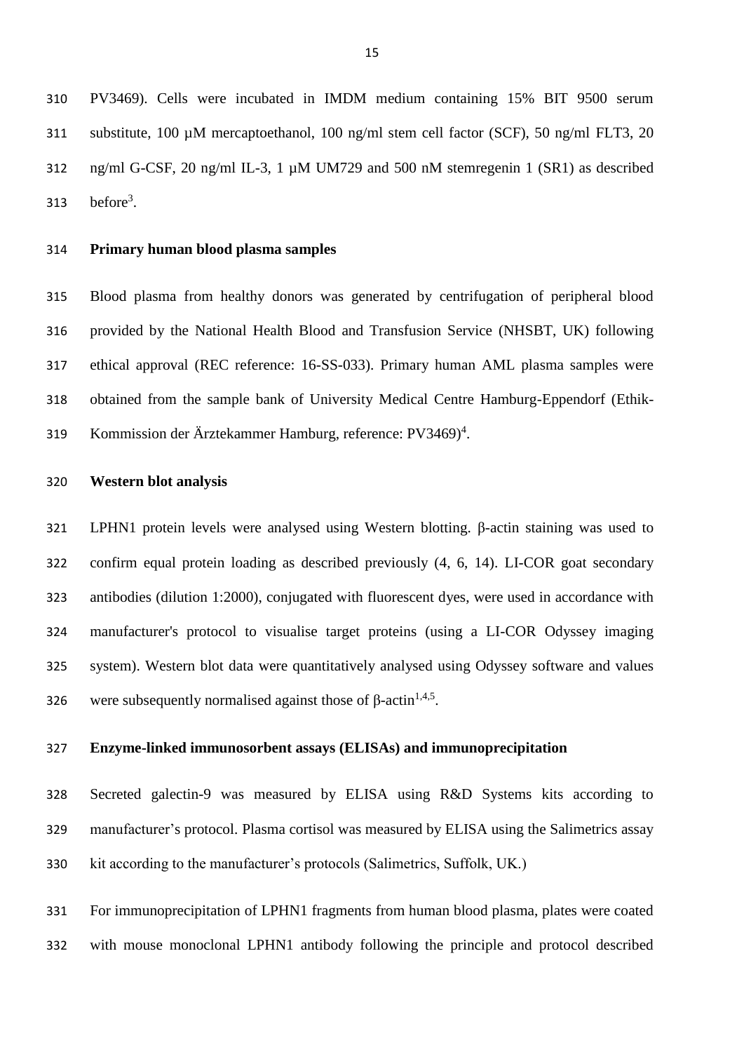PV3469). Cells were incubated in IMDM medium containing 15% BIT 9500 serum substitute, 100 µM mercaptoethanol, 100 ng/ml stem cell factor (SCF), 50 ng/ml FLT3, 20 ng/ml G-CSF, 20 ng/ml IL-3, 1 µM UM729 and 500 nM stemregenin 1 (SR1) as described before[3].

**Primary human blood plasma samples**

Blood plasma from healthy donors was generated by centrifugation of peripheral blood provided by the National Health Blood and Transfusion Service (NHSBT, UK) following ethical approval (REC reference: 16-SS-033). Primary human AML plasma samples were obtained from the sample bank of University Medical Centre Hamburg-Eppendorf (Ethik-Kommission der Ärztekammer Hamburg, reference: PV3469)[4].

**Western blot analysis**

LPHN1 protein levels were analysed using Western blotting. β-actin staining was used to confirm equal protein loading as described previously (4, 6, 14). LI-COR goat secondary antibodies (dilution 1:2000), conjugated with fluorescent dyes, were used in accordance with manufacturer's protocol to visualise target proteins (using a LI-COR Odyssey imaging system). Western blot data were quantitatively analysed using Odyssey software and values were subsequently normalised against those of β-actin[1,4,5].

**Enzyme-linked immunosorbent assays (ELISAs) and immunoprecipitation**

Secreted galectin-9 was measured by ELISA using R&D Systems kits according to manufacturer's protocol. Plasma cortisol was measured by ELISA using the Salimetrics assay kit according to the manufacturer's protocols (Salimetrics, Suffolk, UK.)

For immunoprecipitation of LPHN1 fragments from human blood plasma, plates were coated with mouse monoclonal LPHN1 antibody following the principle and protocol described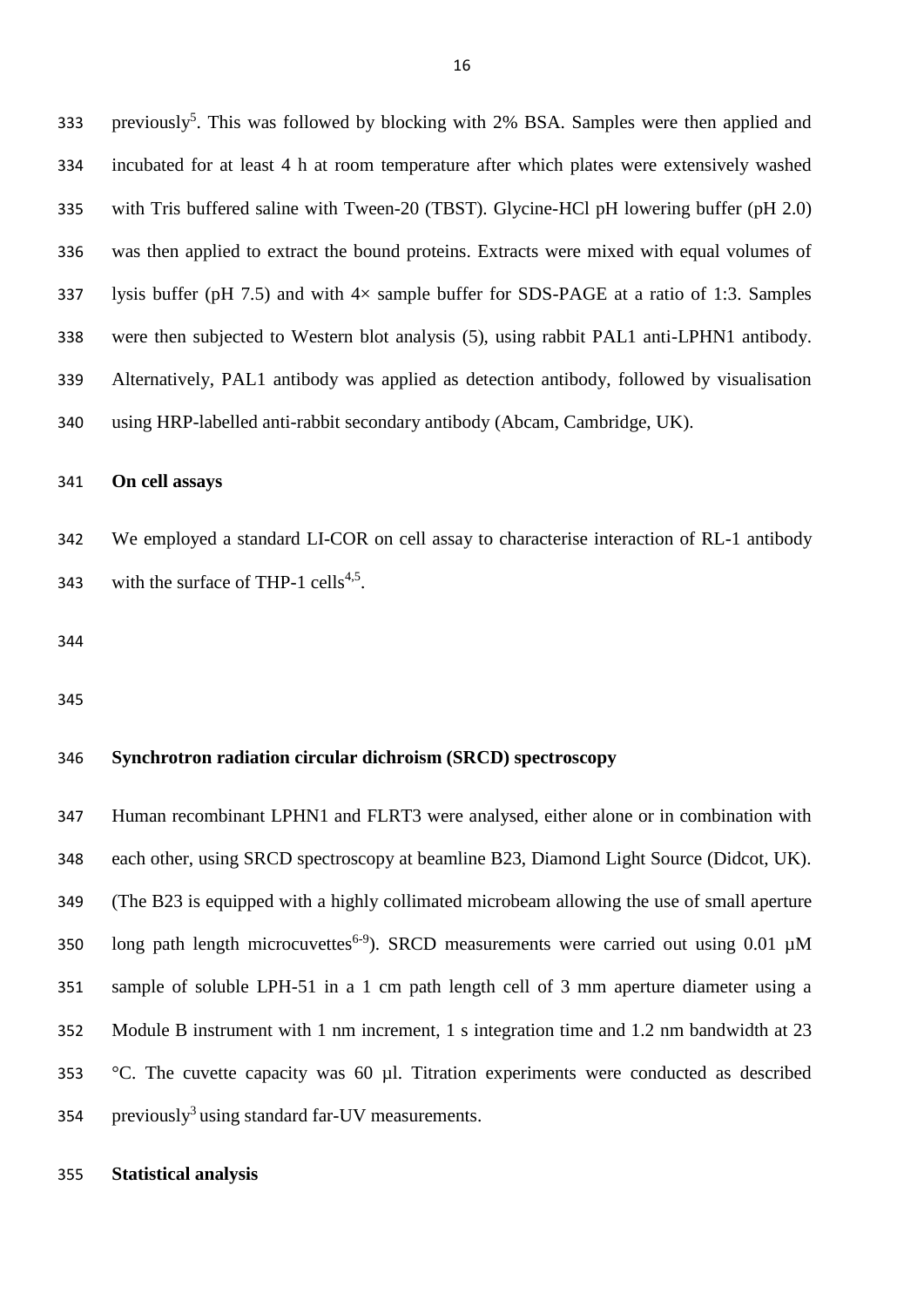previously[5]. This was followed by blocking with 2% BSA. Samples were then applied and incubated for at least 4 h at room temperature after which plates were extensively washed with Tris buffered saline with Tween-20 (TBST). Glycine-HCl pH lowering buffer (pH 2.0) was then applied to extract the bound proteins. Extracts were mixed with equal volumes of lysis buffer (pH 7.5) and with 4× sample buffer for SDS-PAGE at a ratio of 1:3. Samples were then subjected to Western blot analysis (5), using rabbit PAL1 anti-LPHN1 antibody. Alternatively, PAL1 antibody was applied as detection antibody, followed by visualisation using HRP-labelled anti-rabbit secondary antibody (Abcam, Cambridge, UK).

**On cell assays**

We employed a standard LI-COR on cell assay to characterise interaction of RL-1 antibody with the surface of THP-1 cells[4,5].

**Synchrotron radiation circular dichroism (SRCD) spectroscopy**

Human recombinant LPHN1 and FLRT3 were analysed, either alone or in combination with each other, using SRCD spectroscopy at beamline B23, Diamond Light Source (Didcot, UK). (The B23 is equipped with a highly collimated microbeam allowing the use of small aperture long path length microcuvettes[6-9]). SRCD measurements were carried out using 0.01 µM sample of soluble LPH-51 in a 1 cm path length cell of 3 mm aperture diameter using a Module B instrument with 1 nm increment, 1 s integration time and 1.2 nm bandwidth at 23 °C. The cuvette capacity was 60 µl. Titration experiments were conducted as described previously[3] using standard far-UV measurements.

**Statistical analysis**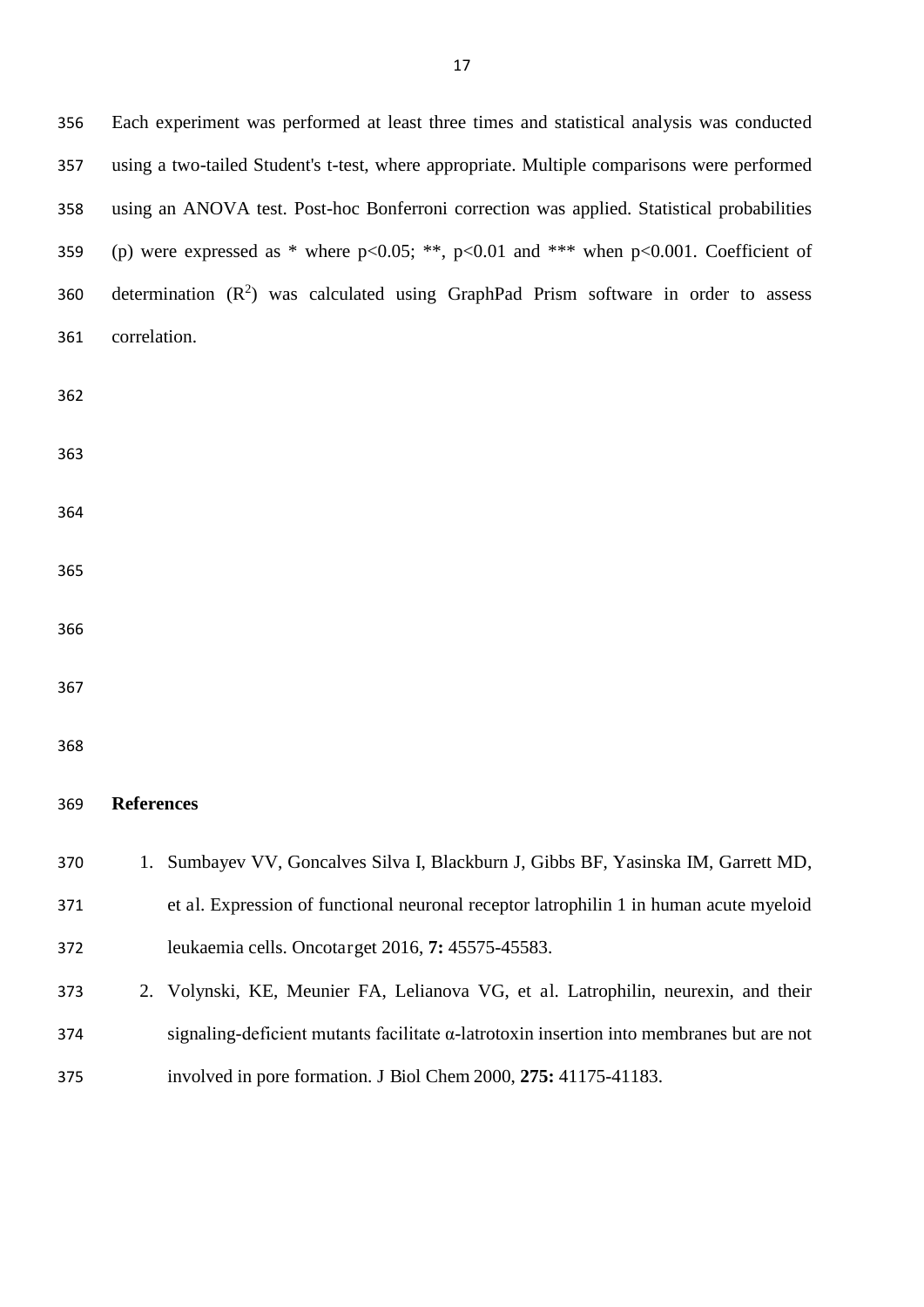Each experiment was performed at least three times and statistical analysis was conducted using a two-tailed Student's t-test, where appropriate. Multiple comparisons were performed using an ANOVA test. Post-hoc Bonferroni correction was applied. Statistical probabilities (p) were expressed as * where $p<0.05$; **, $p<0.01$ and *** when $p<0.001$. Coefficient of determination ($R^2$) was calculated using GraphPad Prism software in order to assess correlation.

## References

1. Sumbayev VV, Goncalves Silva I, Blackburn J, Gibbs BF, Yasinska IM, Garrett MD, et al. Expression of functional neuronal receptor latrophilin 1 in human acute myeloid leukaemia cells. Oncotarget 2016, **7:** 45575-45583.
2. Volynski, KE, Meunier FA, Lelianova VG, et al. Latrophilin, neurexin, and their signaling-deficient mutants facilitate α-latrotoxin insertion into membranes but are not involved in pore formation. J Biol Chem 2000, **275:** 41175-41183.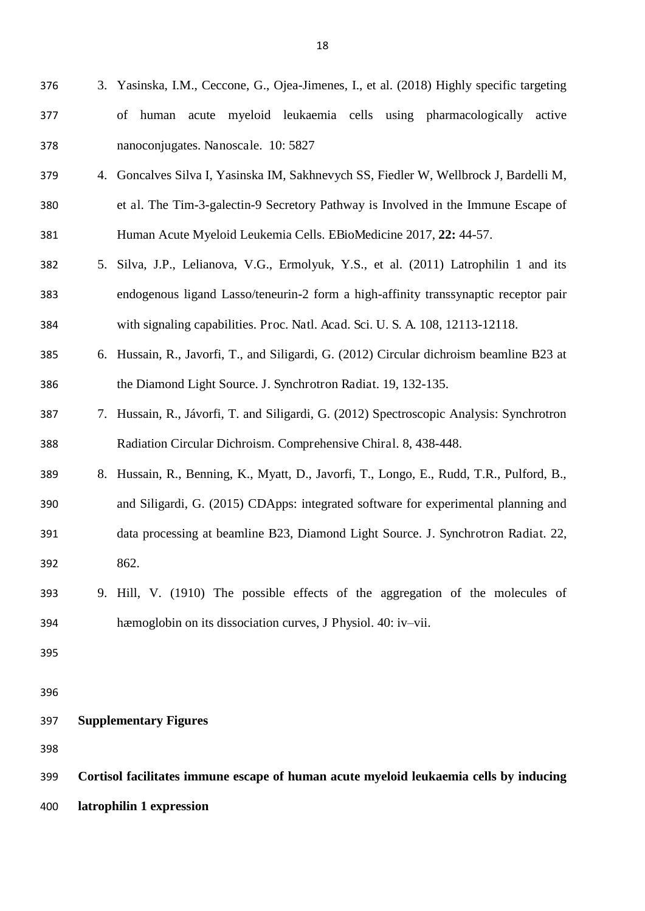3. Yasinska, I.M., Ceccone, G., Ojea-Jimenes, I., et al. (2018) Highly specific targeting of human acute myeloid leukaemia cells using pharmacologically active nanoconjugates. Nanoscale. 10: 5827
4. Goncalves Silva I, Yasinska IM, Sakhnevych SS, Fiedler W, Wellbrock J, Bardelli M, et al. The Tim-3-galectin-9 Secretory Pathway is Involved in the Immune Escape of Human Acute Myeloid Leukemia Cells. EBioMedicine 2017, **22:** 44-57.
5. Silva, J.P., Lelianova, V.G., Ermolyuk, Y.S., et al. (2011) Latrophilin 1 and its endogenous ligand Lasso/teneurin-2 form a high-affinity transsynaptic receptor pair with signaling capabilities. Proc. Natl. Acad. Sci. U. S. A. 108, 12113-12118.
6. Hussain, R., Javorfi, T., and Siligardi, G. (2012) Circular dichroism beamline B23 at the Diamond Light Source. J. Synchrotron Radiat. 19, 132-135.
7. Hussain, R., Jávorfi, T. and Siligardi, G. (2012) Spectroscopic Analysis: Synchrotron Radiation Circular Dichroism. Comprehensive Chiral. 8, 438-448.
8. Hussain, R., Benning, K., Myatt, D., Javorfi, T., Longo, E., Rudd, T.R., Pulford, B., and Siligardi, G. (2015) CDApps: integrated software for experimental planning and data processing at beamline B23, Diamond Light Source. J. Synchrotron Radiat. 22, 862.
9. Hill, V. (1910) The possible effects of the aggregation of the molecules of hæmoglobin on its dissociation curves, J Physiol. 40: iv–vii.

## Supplementary Figures

**Cortisol facilitates immune escape of human acute myeloid leukaemia cells by inducing latrophilin 1 expression**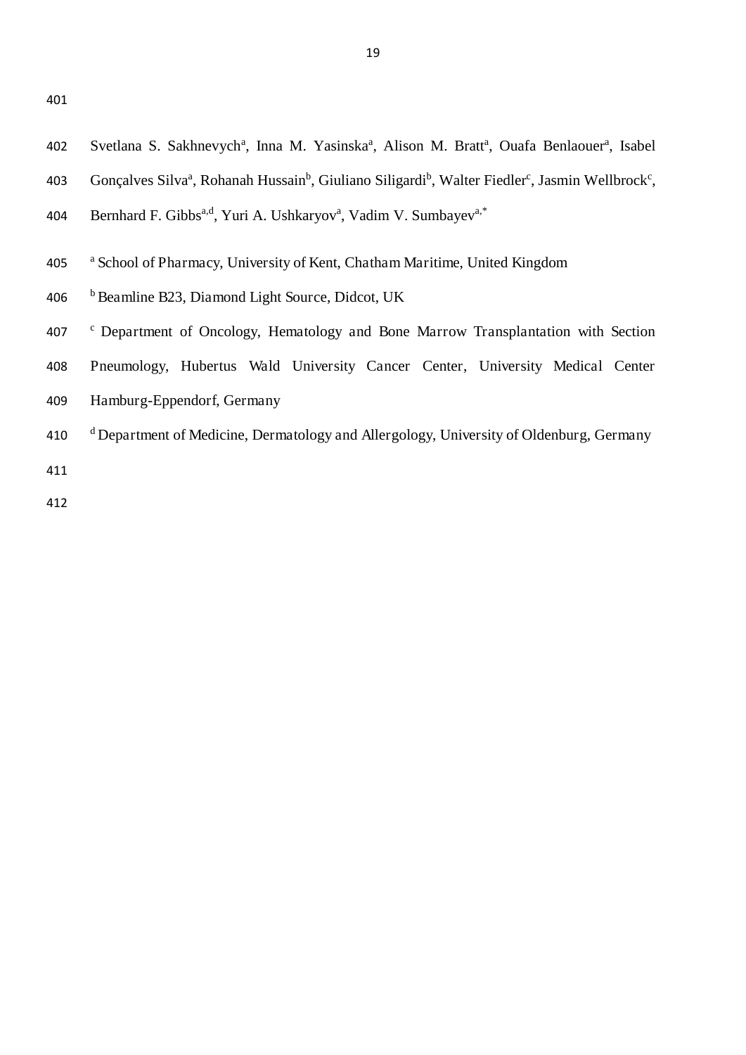Svetlana S. Sakhnevych[a], Inna M. Yasinska[a], Alison M. Bratt[a], Ouafa Benlaouer[a], Isabel Gonçalves Silva[a], Rohanah Hussain[b], Giuliano Siligardi[b], Walter Fiedler[c], Jasmin Wellbrock[c], Bernhard F. Gibbs[a,d], Yuri A. Ushkaryov[a], Vadim V. Sumbayev[a,*]

[a] School of Pharmacy, University of Kent, Chatham Maritime, United Kingdom

[b] Beamline B23, Diamond Light Source, Didcot, UK

[c] Department of Oncology, Hematology and Bone Marrow Transplantation with Section Pneumology, Hubertus Wald University Cancer Center, University Medical Center Hamburg-Eppendorf, Germany

[d] Department of Medicine, Dermatology and Allergology, University of Oldenburg, Germany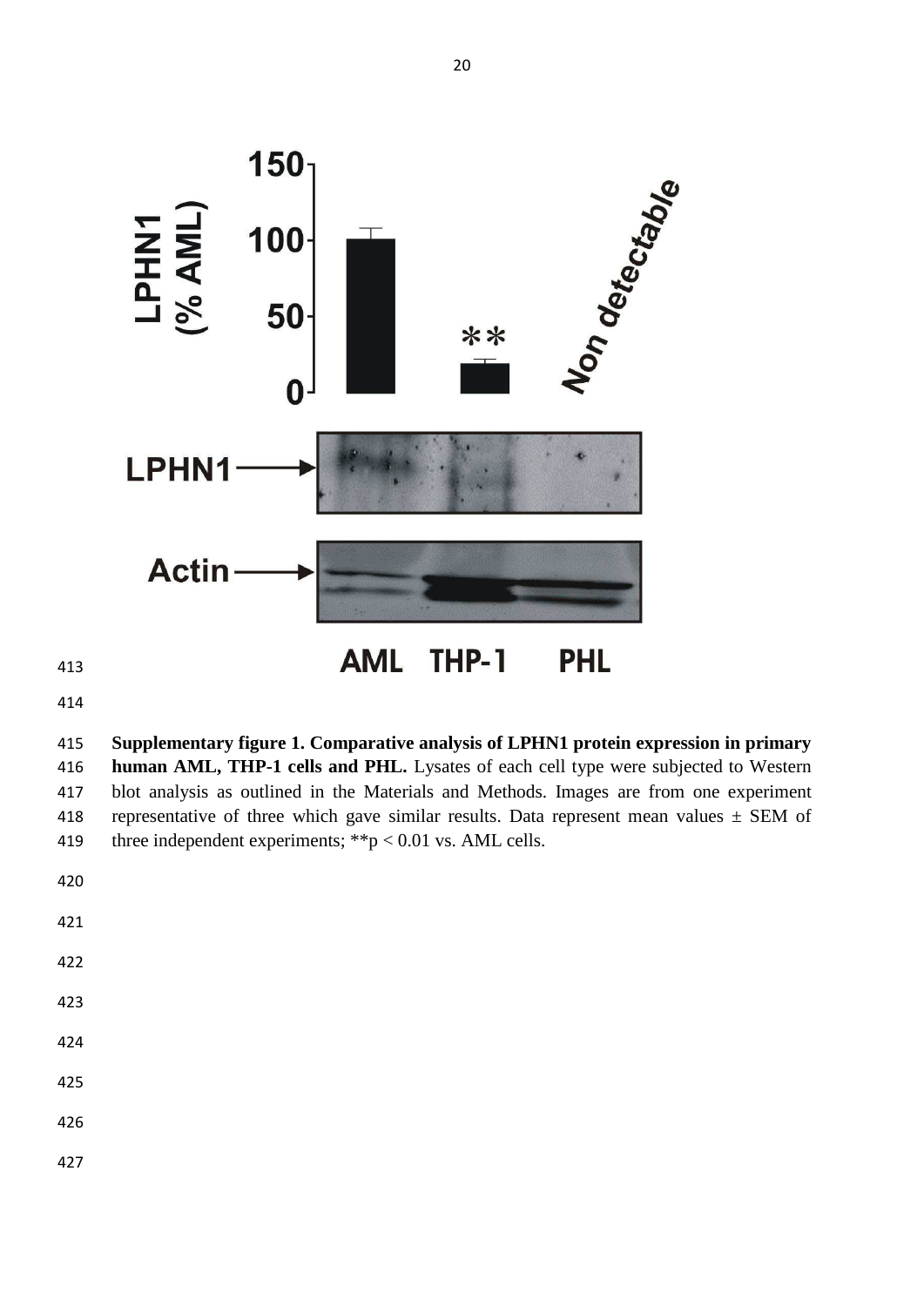**Supplementary figure 1. Comparative analysis of LPHN1 protein expression in primary human AML, THP-1 cells and PHL.** Lysates of each cell type were subjected to Western blot analysis as outlined in the Materials and Methods. Images are from one experiment representative of three which gave similar results. Data represent mean values ± SEM of three independent experiments; $^{**}p < 0.01$ vs. AML cells.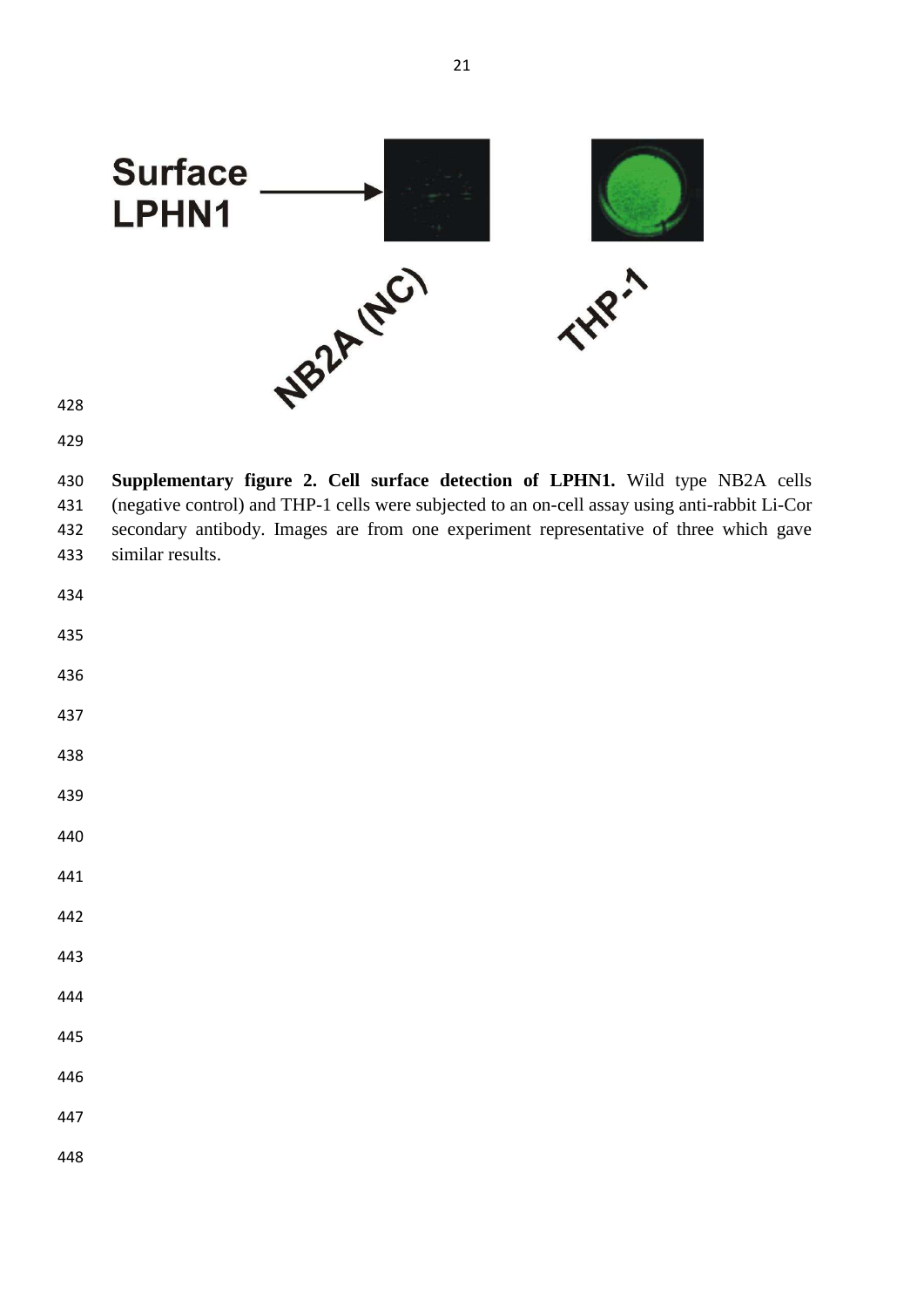Surface LPHN1

NB2A (NC)

THP-1

**Supplementary figure 2. Cell surface detection of LPHN1.** Wild type NB2A cells (negative control) and THP-1 cells were subjected to an on-cell assay using anti-rabbit Li-Cor secondary antibody. Images are from one experiment representative of three which gave similar results.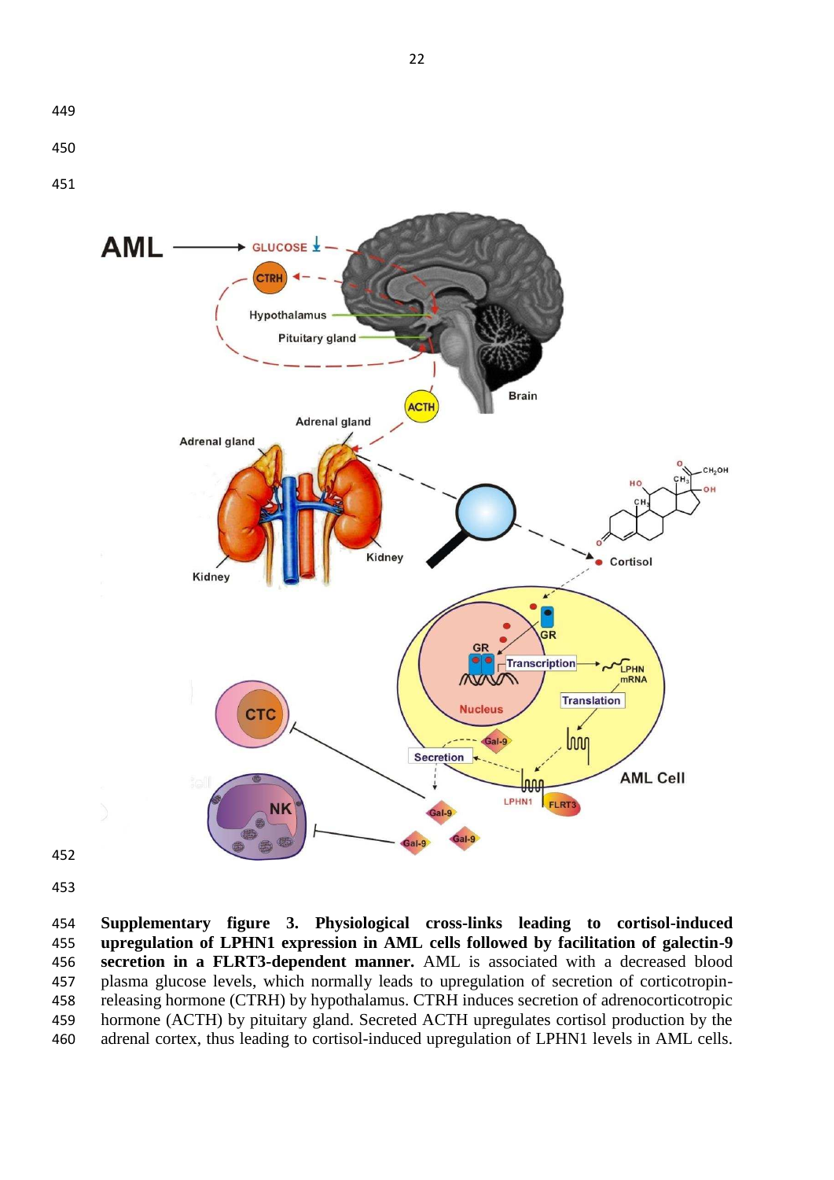**Supplementary figure 3. Physiological cross-links leading to cortisol-induced upregulation of LPHN1 expression in AML cells followed by facilitation of galectin-9 secretion in a FLRT3-dependent manner.** AML is associated with a decreased blood plasma glucose levels, which normally leads to upregulation of secretion of corticotropin-releasing hormone (CTRH) by hypothalamus. CTRH induces secretion of adrenocorticotropic hormone (ACTH) by pituitary gland. Secreted ACTH upregulates cortisol production by the adrenal cortex, thus leading to cortisol-induced upregulation of LPHN1 levels in AML cells.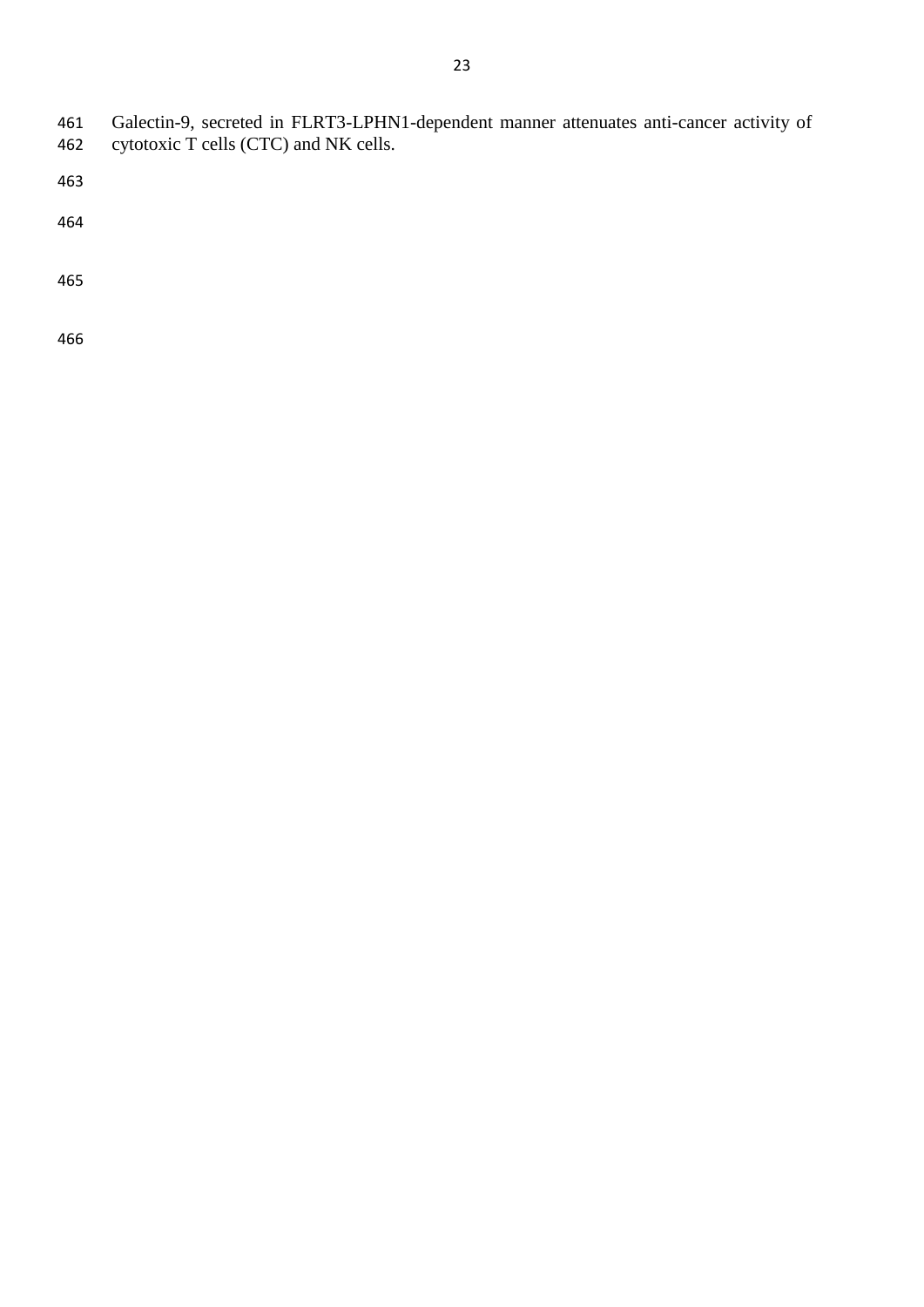Galectin-9, secreted in FLRT3-LPHN1-dependent manner attenuates anti-cancer activity of cytotoxic T cells (CTC) and NK cells.